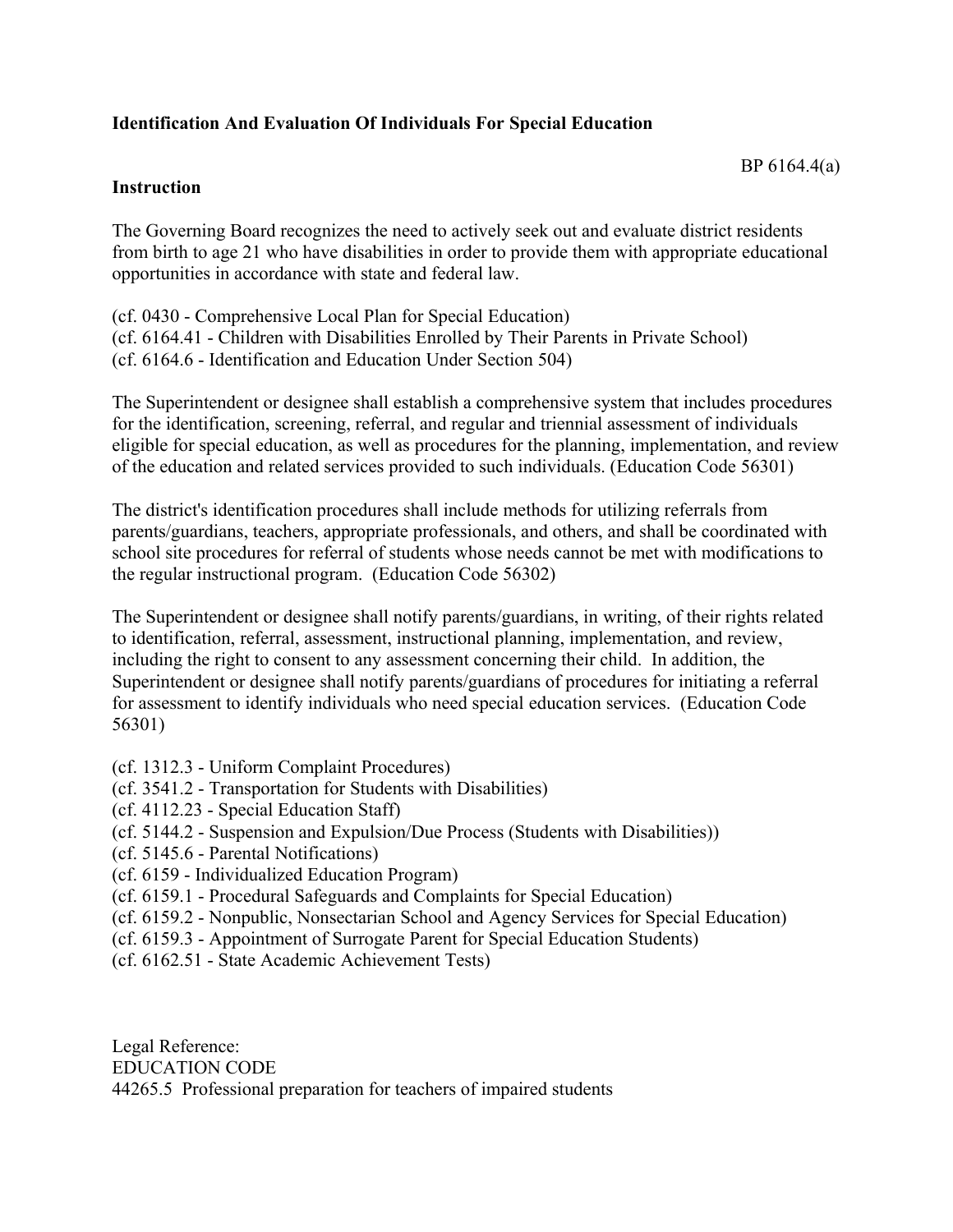**Identification And Evaluation Of Individuals For Special Education**

BP 6164.4(a)

**Instruction**

The Governing Board recognizes the need to actively seek out and evaluate district residents from birth to age 21 who have disabilities in order to provide them with appropriate educational opportunities in accordance with state and federal law.

(cf. 0430 - Comprehensive Local Plan for Special Education)
(cf. 6164.41 - Children with Disabilities Enrolled by Their Parents in Private School)
(cf. 6164.6 - Identification and Education Under Section 504)

The Superintendent or designee shall establish a comprehensive system that includes procedures for the identification, screening, referral, and regular and triennial assessment of individuals eligible for special education, as well as procedures for the planning, implementation, and review of the education and related services provided to such individuals. (Education Code 56301)

The district's identification procedures shall include methods for utilizing referrals from parents/guardians, teachers, appropriate professionals, and others, and shall be coordinated with school site procedures for referral of students whose needs cannot be met with modifications to the regular instructional program. (Education Code 56302)

The Superintendent or designee shall notify parents/guardians, in writing, of their rights related to identification, referral, assessment, instructional planning, implementation, and review, including the right to consent to any assessment concerning their child. In addition, the Superintendent or designee shall notify parents/guardians of procedures for initiating a referral for assessment to identify individuals who need special education services. (Education Code 56301)

(cf. 1312.3 - Uniform Complaint Procedures)
(cf. 3541.2 - Transportation for Students with Disabilities)
(cf. 4112.23 - Special Education Staff)
(cf. 5144.2 - Suspension and Expulsion/Due Process (Students with Disabilities))
(cf. 5145.6 - Parental Notifications)
(cf. 6159 - Individualized Education Program)
(cf. 6159.1 - Procedural Safeguards and Complaints for Special Education)
(cf. 6159.2 - Nonpublic, Nonsectarian School and Agency Services for Special Education)
(cf. 6159.3 - Appointment of Surrogate Parent for Special Education Students)
(cf. 6162.51 - State Academic Achievement Tests)

Legal Reference:
EDUCATION CODE
44265.5 Professional preparation for teachers of impaired students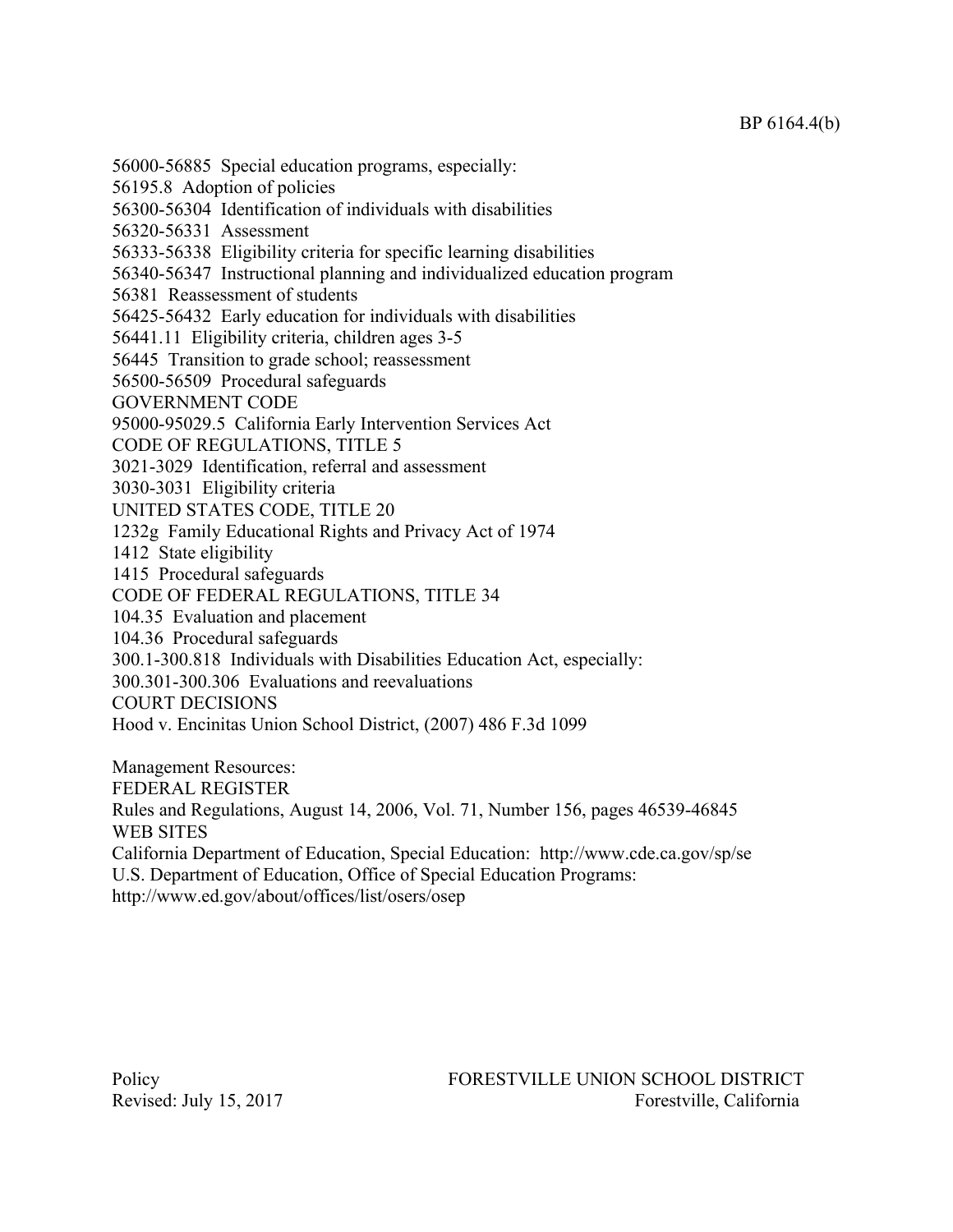56000-56885 Special education programs, especially:
56195.8 Adoption of policies
56300-56304 Identification of individuals with disabilities
56320-56331 Assessment
56333-56338 Eligibility criteria for specific learning disabilities
56340-56347 Instructional planning and individualized education program
56381 Reassessment of students
56425-56432 Early education for individuals with disabilities
56441.11 Eligibility criteria, children ages 3-5
56445 Transition to grade school; reassessment
56500-56509 Procedural safeguards
GOVERNMENT CODE
95000-95029.5 California Early Intervention Services Act
CODE OF REGULATIONS, TITLE 5
3021-3029 Identification, referral and assessment
3030-3031 Eligibility criteria
UNITED STATES CODE, TITLE 20
1232g Family Educational Rights and Privacy Act of 1974
1412 State eligibility
1415 Procedural safeguards
CODE OF FEDERAL REGULATIONS, TITLE 34
104.35 Evaluation and placement
104.36 Procedural safeguards
300.1-300.818 Individuals with Disabilities Education Act, especially:
300.301-300.306 Evaluations and reevaluations
COURT DECISIONS
Hood v. Encinitas Union School District, (2007) 486 F.3d 1099

Management Resources:
FEDERAL REGISTER
Rules and Regulations, August 14, 2006, Vol. 71, Number 156, pages 46539-46845
WEB SITES
California Department of Education, Special Education: http://www.cde.ca.gov/sp/se
U.S. Department of Education, Office of Special Education Programs:
http://www.ed.gov/about/offices/list/osers/osep

Policy
Revised: July 15, 2017

FORESTVILLE UNION SCHOOL DISTRICT
Forestville, California